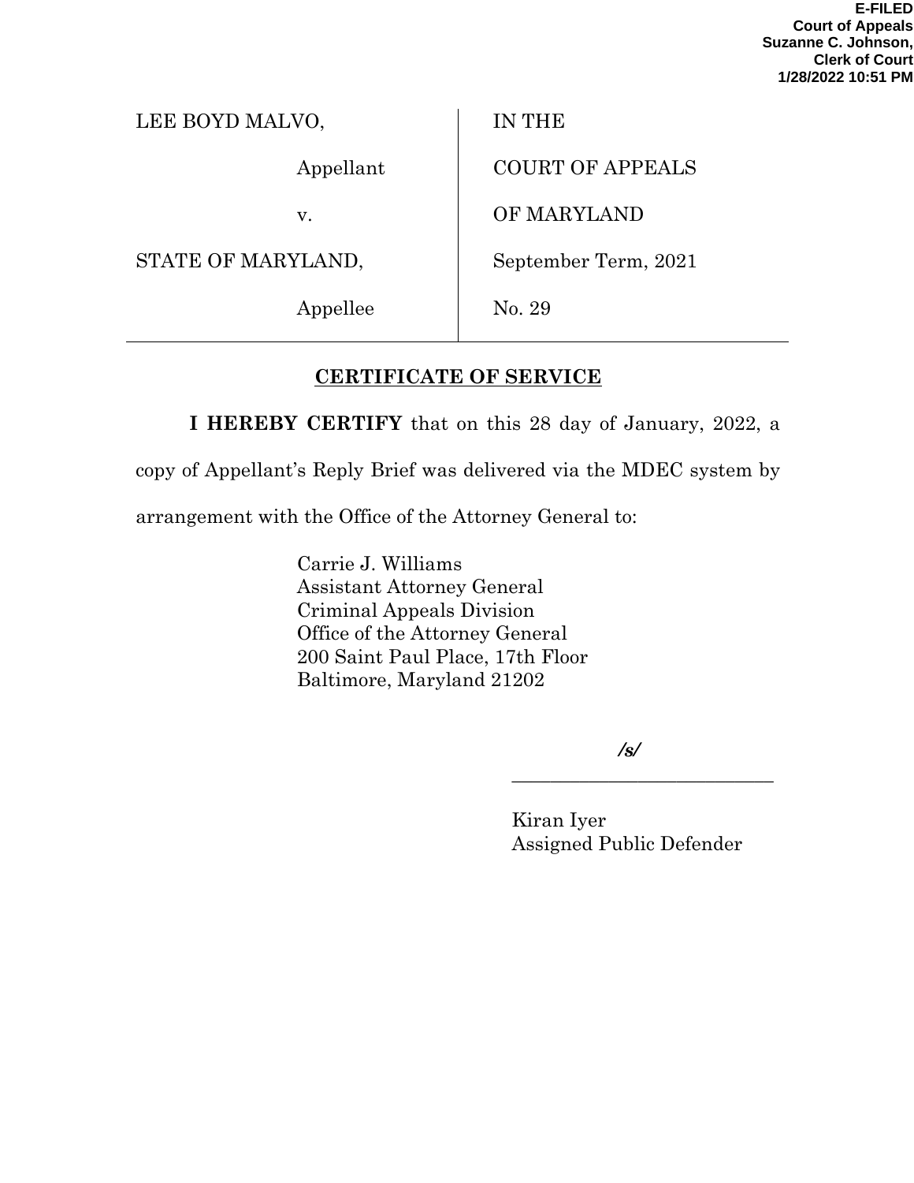**E-FILED**
**Court of Appeals**
**Suzanne C. Johnson,**
**Clerk of Court**
**1/28/2022 10:51 PM**

| | |
|---|---|
| LEE BOYD MALVO, | IN THE |
| Appellant | COURT OF APPEALS |
| v. | OF MARYLAND |
| STATE OF MARYLAND, | September Term, 2021 |
| Appellee | No. 29 |

## CERTIFICATE OF SERVICE

**I HEREBY CERTIFY** that on this 28 day of January, 2022, a copy of Appellant's Reply Brief was delivered via the MDEC system by arrangement with the Office of the Attorney General to:

Carrie J. Williams
Assistant Attorney General
Criminal Appeals Division
Office of the Attorney General
200 Saint Paul Place, 17th Floor
Baltimore, Maryland 21202

*/s/*

___________________________

Kiran Iyer
Assigned Public Defender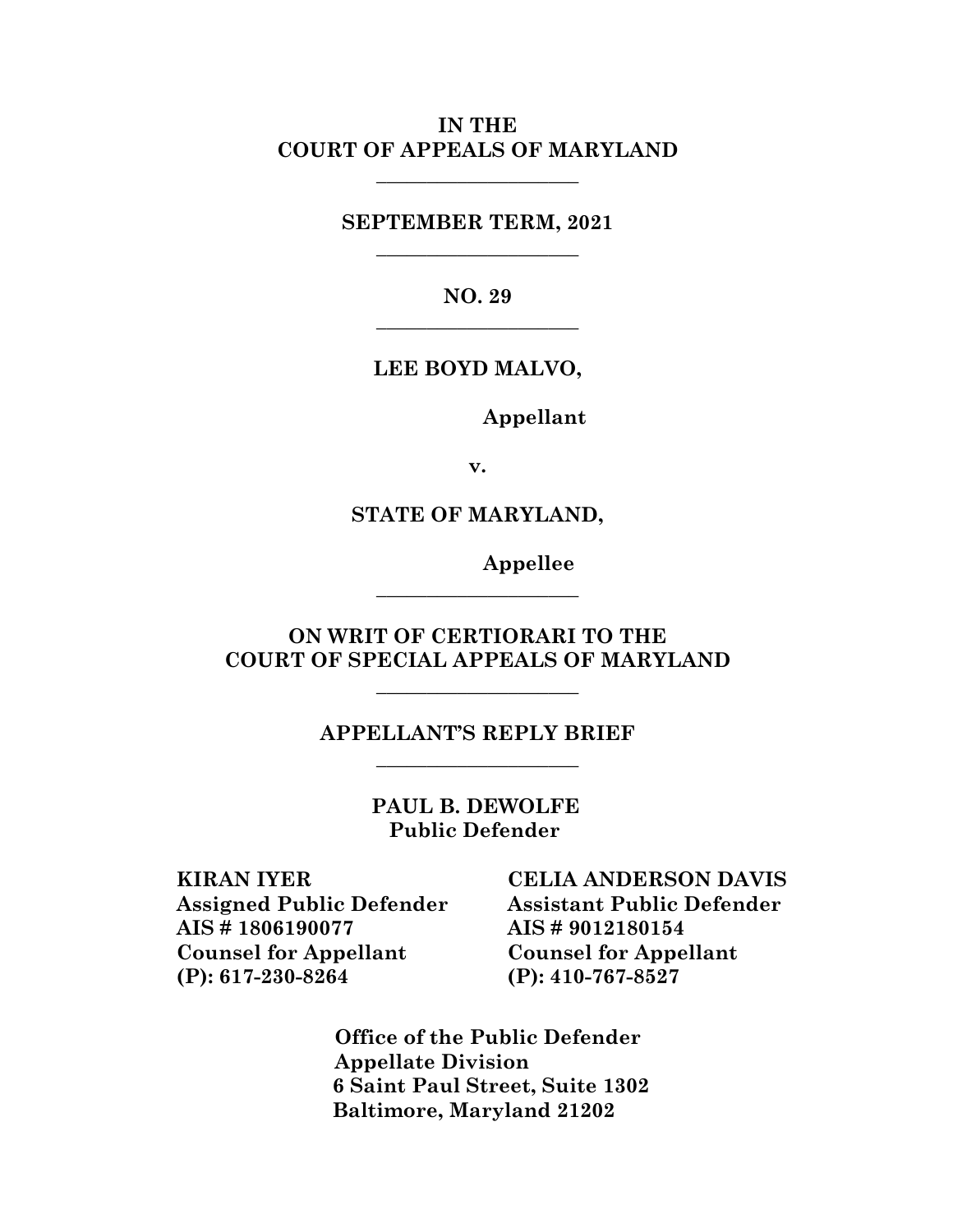**IN THE**
**COURT OF APPEALS OF MARYLAND**

---

**SEPTEMBER TERM, 2021**

---

**NO. 29**

---

**LEE BOYD MALVO,**

**Appellant**

**v.**

**STATE OF MARYLAND,**

**Appellee**

---

**ON WRIT OF CERTIORARI TO THE**
**COURT OF SPECIAL APPEALS OF MARYLAND**

---

**APPELLANT'S REPLY BRIEF**

---

**PAUL B. DEWOLFE**
**Public Defender**

**KIRAN IYER**
**Assigned Public Defender**
**AIS # 1806190077**
**Counsel for Appellant**
**(P): 617-230-8264**

**CELIA ANDERSON DAVIS**
**Assistant Public Defender**
**AIS # 9012180154**
**Counsel for Appellant**
**(P): 410-767-8527**

**Office of the Public Defender**
**Appellate Division**
**6 Saint Paul Street, Suite 1302**
**Baltimore, Maryland 21202**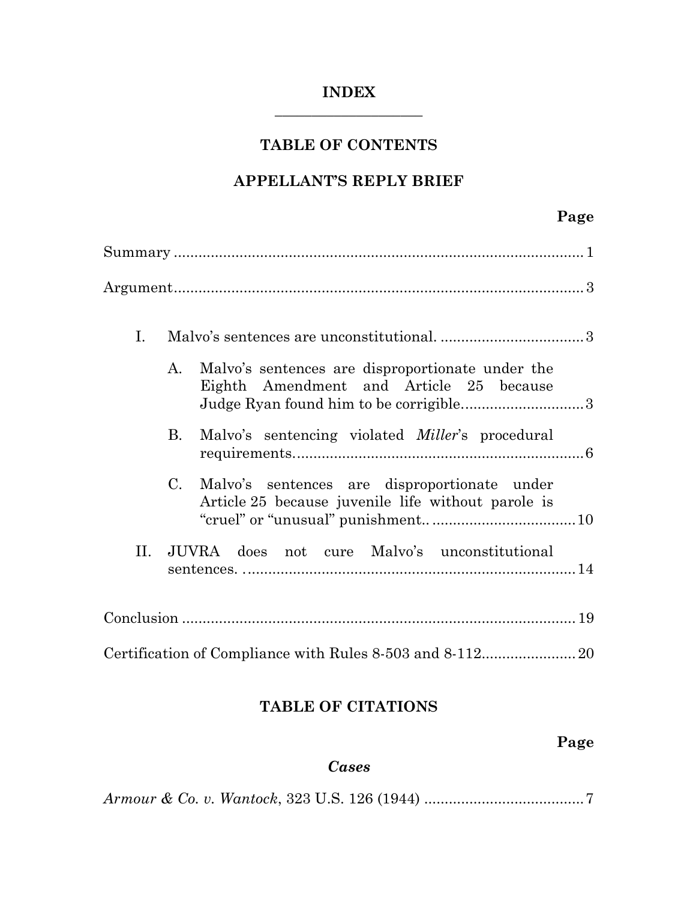# INDEX

## TABLE OF CONTENTS

## APPELLANT'S REPLY BRIEF

**Page**

Summary ........................................................................................ 1

Argument........................................................................................ 3

I. Malvo's sentences are unconstitutional. .................................. 3

   A. Malvo's sentences are disproportionate under the Eighth Amendment and Article 25 because Judge Ryan found him to be corrigible. ............................ 3

   B. Malvo's sentencing violated *Miller*'s procedural requirements. ...................................................................... 6

   C. Malvo's sentences are disproportionate under Article 25 because juvenile life without parole is "cruel" or "unusual" punishment.. .................................. 10

II. JUVRA does not cure Malvo's unconstitutional sentences. . ............................................................................... 14

Conclusion ..................................................................................... 19

Certification of Compliance with Rules 8-503 and 8-112...................... 20

## TABLE OF CITATIONS

**Page**

### *Cases*

*Armour & Co. v. Wantock*, 323 U.S. 126 (1944) ....................................... 7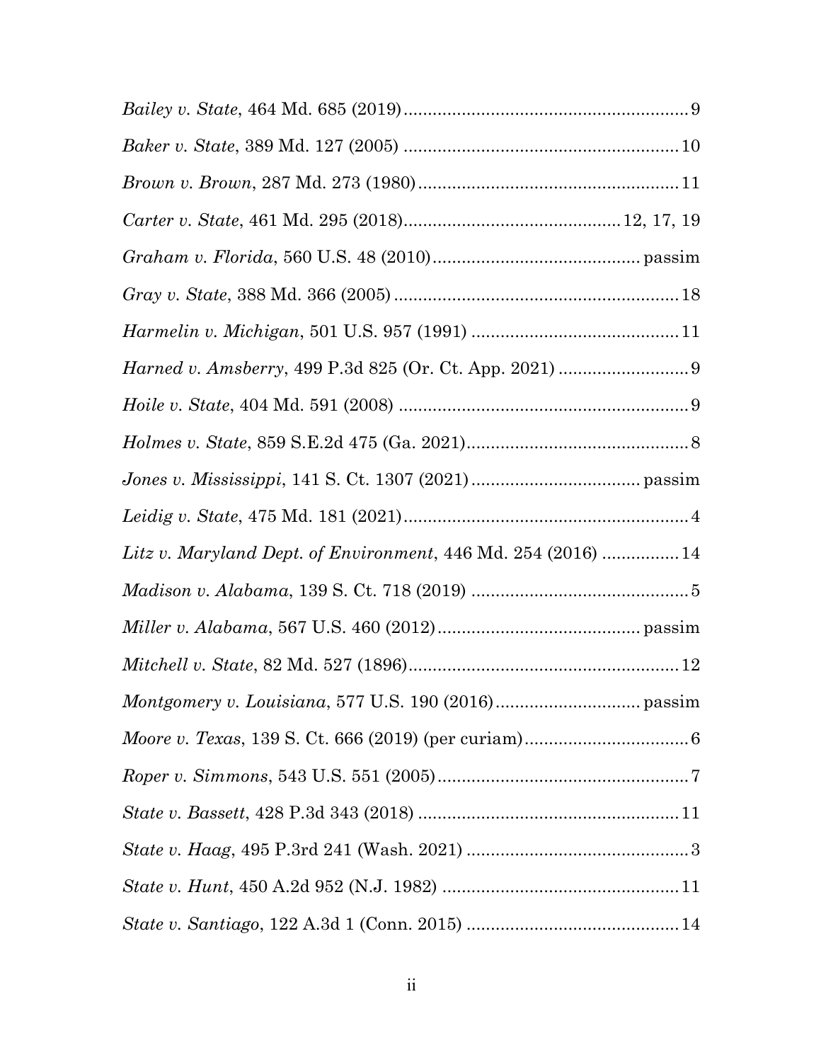*Bailey v. State*, 464 Md. 685 (2019) .......................................................... 9

*Baker v. State*, 389 Md. 127 (2005) ........................................................ 10

*Brown v. Brown*, 287 Md. 273 (1980) ...................................................... 11

*Carter v. State*, 461 Md. 295 (2018) ............................................ 12, 17, 19

*Graham v. Florida*, 560 U.S. 48 (2010) ........................................... passim

*Gray v. State*, 388 Md. 366 (2005) ........................................................... 18

*Harmelin v. Michigan*, 501 U.S. 957 (1991) ........................................... 11

*Harned v. Amsberry*, 499 P.3d 825 (Or. Ct. App. 2021) ........................... 9

*Hoile v. State*, 404 Md. 591 (2008) ........................................................... 9

*Holmes v. State*, 859 S.E.2d 475 (Ga. 2021) .............................................. 8

*Jones v. Mississippi*, 141 S. Ct. 1307 (2021) .................................. passim

*Leidig v. State*, 475 Md. 181 (2021) ........................................................... 4

*Litz v. Maryland Dept. of Environment*, 446 Md. 254 (2016) ................ 14

*Madison v. Alabama*, 139 S. Ct. 718 (2019) ............................................. 5

*Miller v. Alabama*, 567 U.S. 460 (2012) ......................................... passim

*Mitchell v. State*, 82 Md. 527 (1896) ........................................................ 12

*Montgomery v. Louisiana*, 577 U.S. 190 (2016) ............................. passim

*Moore v. Texas*, 139 S. Ct. 666 (2019) (per curiam) .................................. 6

*Roper v. Simmons*, 543 U.S. 551 (2005) .................................................... 7

*State v. Bassett*, 428 P.3d 343 (2018) ...................................................... 11

*State v. Haag*, 495 P.3rd 241 (Wash. 2021) .............................................. 3

*State v. Hunt*, 450 A.2d 952 (N.J. 1982) ................................................. 11

*State v. Santiago*, 122 A.3d 1 (Conn. 2015) ............................................ 14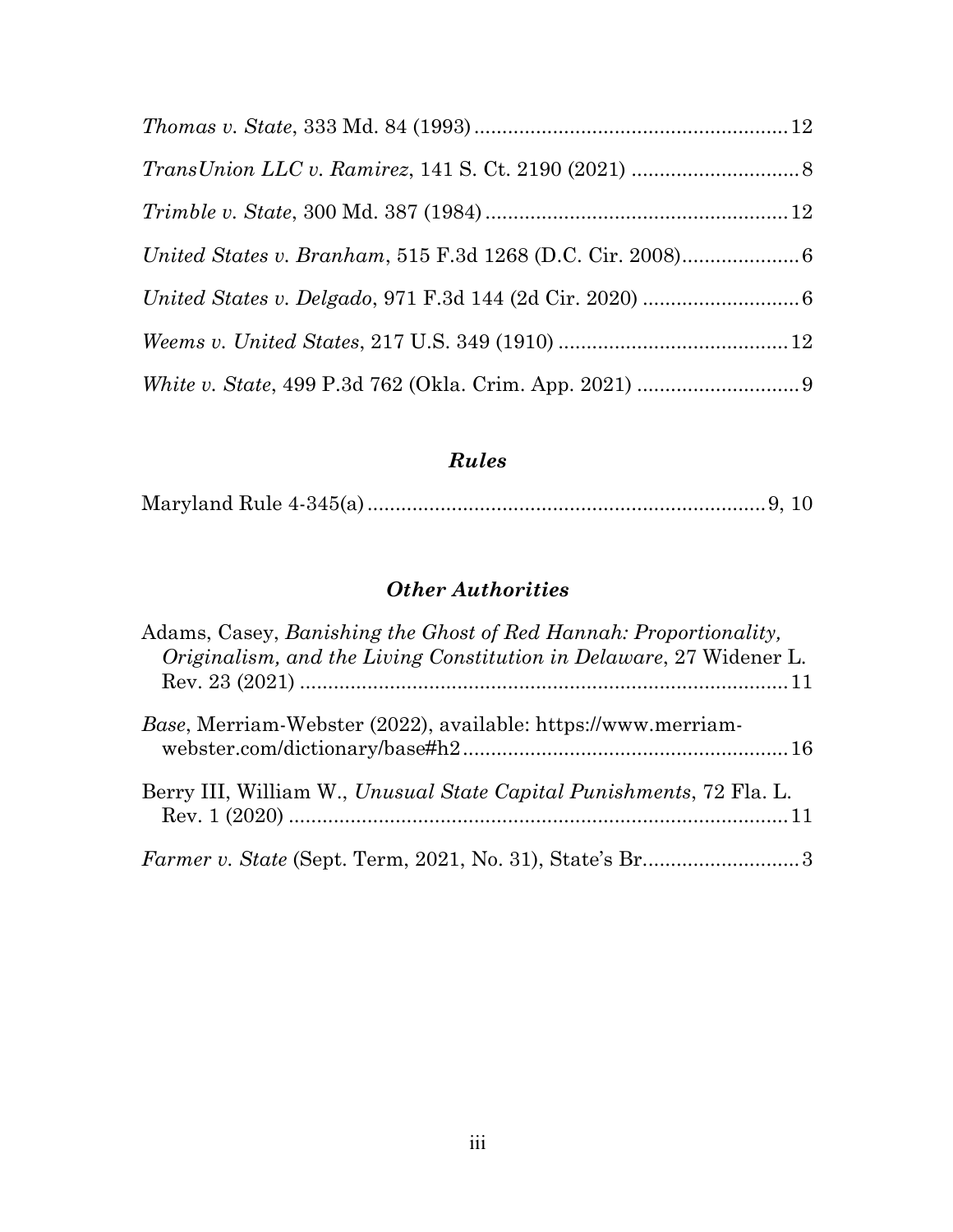*Thomas v. State*, 333 Md. 84 (1993) ....................................................... 12

*TransUnion LLC v. Ramirez*, 141 S. Ct. 2190 (2021) ............................. 8

*Trimble v. State*, 300 Md. 387 (1984) ..................................................... 12

*United States v. Branham*, 515 F.3d 1268 (D.C. Cir. 2008)..................... 6

*United States v. Delgado*, 971 F.3d 144 (2d Cir. 2020) ............................ 6

*Weems v. United States*, 217 U.S. 349 (1910) ......................................... 12

*White v. State*, 499 P.3d 762 (Okla. Crim. App. 2021) ............................. 9

### *Rules*

Maryland Rule 4-345(a) ....................................................................... 9, 10

### *Other Authorities*

Adams, Casey, *Banishing the Ghost of Red Hannah: Proportionality, Originalism, and the Living Constitution in Delaware*, 27 Widener L. Rev. 23 (2021) ....................................................................................... 11

*Base*, Merriam-Webster (2022), available: https://www.merriam-webster.com/dictionary/base#h2 .......................................................... 16

Berry III, William W., *Unusual State Capital Punishments*, 72 Fla. L. Rev. 1 (2020) ......................................................................................... 11

*Farmer v. State* (Sept. Term, 2021, No. 31), State's Br............................ 3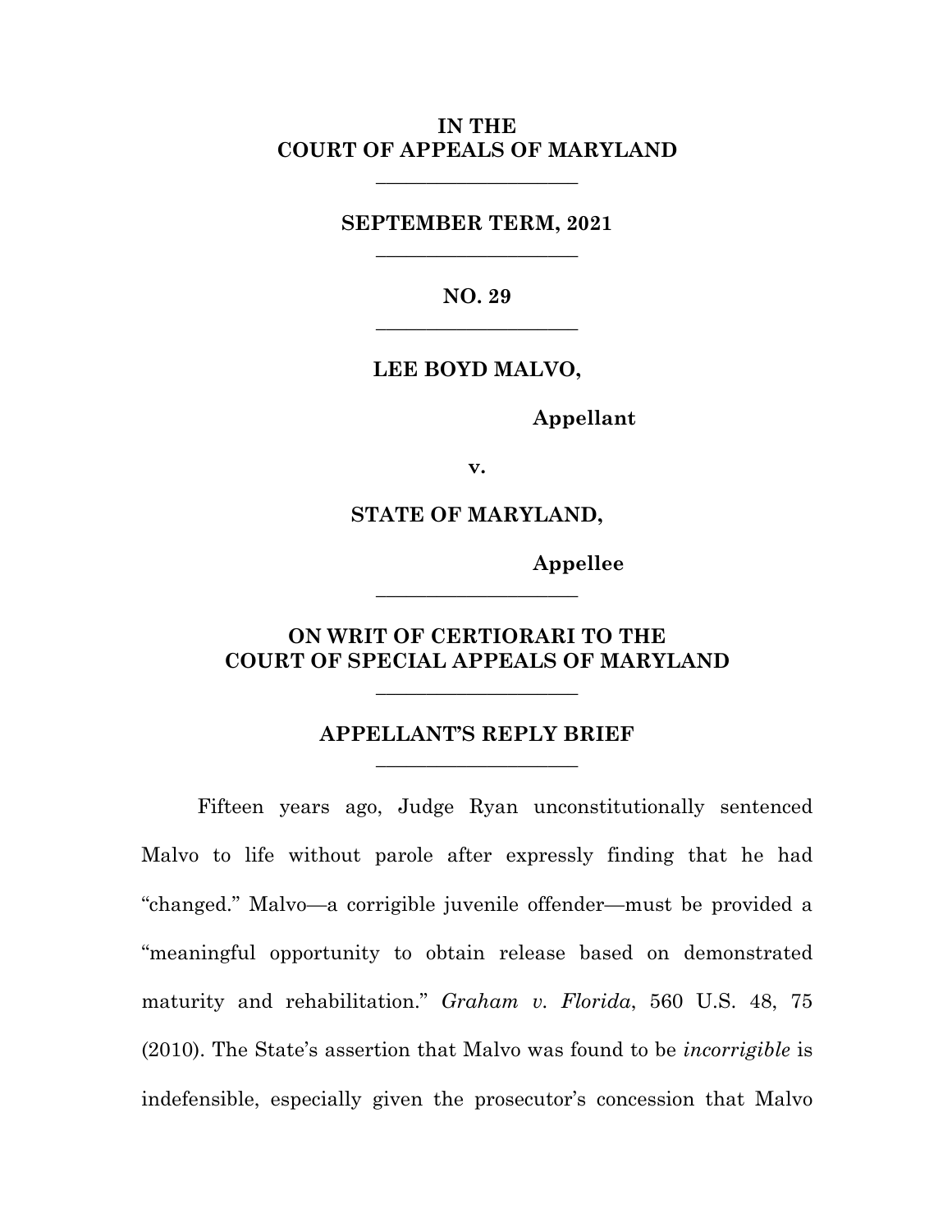**IN THE**
**COURT OF APPEALS OF MARYLAND**

---

**SEPTEMBER TERM, 2021**

---

**NO. 29**

---

**LEE BOYD MALVO,**

**Appellant**

**v.**

**STATE OF MARYLAND,**

**Appellee**

---

**ON WRIT OF CERTIORARI TO THE**
**COURT OF SPECIAL APPEALS OF MARYLAND**

---

**APPELLANT'S REPLY BRIEF**

---

Fifteen years ago, Judge Ryan unconstitutionally sentenced Malvo to life without parole after expressly finding that he had "changed." Malvo—a corrigible juvenile offender—must be provided a "meaningful opportunity to obtain release based on demonstrated maturity and rehabilitation." *Graham v. Florida*, 560 U.S. 48, 75 (2010). The State's assertion that Malvo was found to be *incorrigible* is indefensible, especially given the prosecutor's concession that Malvo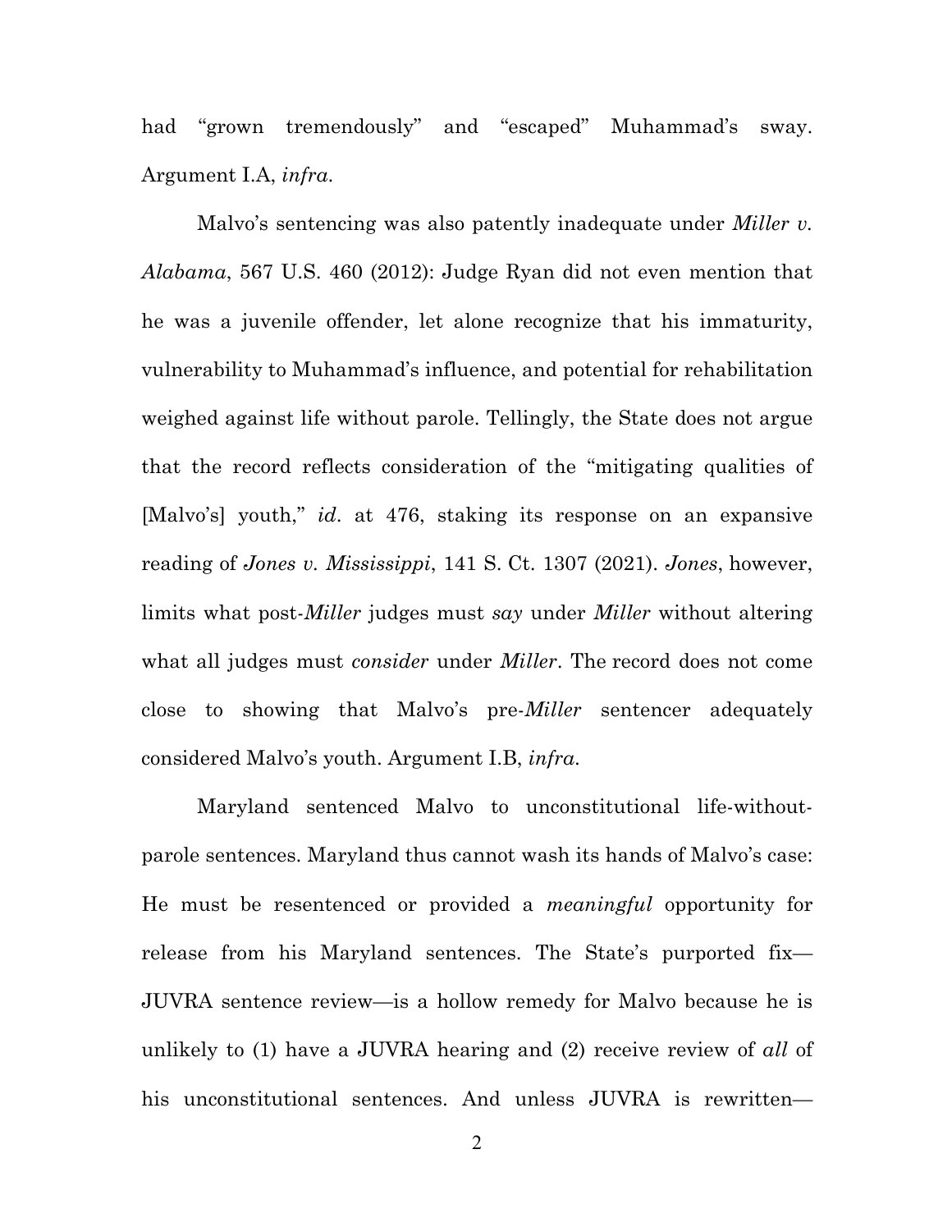had "grown tremendously" and "escaped" Muhammad's sway. Argument I.A, *infra*.

Malvo's sentencing was also patently inadequate under *Miller v. Alabama*, 567 U.S. 460 (2012): Judge Ryan did not even mention that he was a juvenile offender, let alone recognize that his immaturity, vulnerability to Muhammad's influence, and potential for rehabilitation weighed against life without parole. Tellingly, the State does not argue that the record reflects consideration of the "mitigating qualities of [Malvo's] youth," *id*. at 476, staking its response on an expansive reading of *Jones v. Mississippi*, 141 S. Ct. 1307 (2021). *Jones*, however, limits what post-*Miller* judges must *say* under *Miller* without altering what all judges must *consider* under *Miller*. The record does not come close to showing that Malvo's pre-*Miller* sentencer adequately considered Malvo's youth. Argument I.B, *infra*.

Maryland sentenced Malvo to unconstitutional life-without-parole sentences. Maryland thus cannot wash its hands of Malvo's case: He must be resentenced or provided a *meaningful* opportunity for release from his Maryland sentences. The State's purported fix—JUVRA sentence review—is a hollow remedy for Malvo because he is unlikely to (1) have a JUVRA hearing and (2) receive review of *all* of his unconstitutional sentences. And unless JUVRA is rewritten—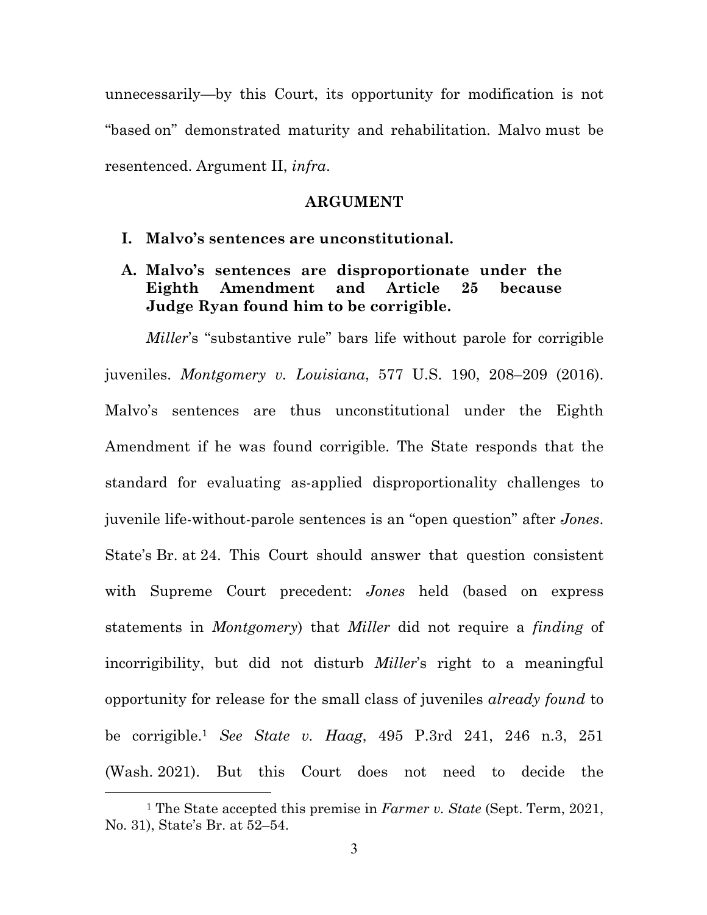unnecessarily—by this Court, its opportunity for modification is not "based on" demonstrated maturity and rehabilitation. Malvo must be resentenced. Argument II, *infra*.

## ARGUMENT

### I. Malvo's sentences are unconstitutional.

### A. Malvo's sentences are disproportionate under the Eighth Amendment and Article 25 because Judge Ryan found him to be corrigible.

*Miller*'s "substantive rule" bars life without parole for corrigible juveniles. *Montgomery v. Louisiana*, 577 U.S. 190, 208–209 (2016). Malvo's sentences are thus unconstitutional under the Eighth Amendment if he was found corrigible. The State responds that the standard for evaluating as-applied disproportionality challenges to juvenile life-without-parole sentences is an "open question" after *Jones*. State's Br. at 24. This Court should answer that question consistent with Supreme Court precedent: *Jones* held (based on express statements in *Montgomery*) that *Miller* did not require a *finding* of incorrigibility, but did not disturb *Miller*'s right to a meaningful opportunity for release for the small class of juveniles *already found* to be corrigible.[1] *See State v. Haag*, 495 P.3rd 241, 246 n.3, 251 (Wash. 2021). But this Court does not need to decide the

[1] The State accepted this premise in *Farmer v. State* (Sept. Term, 2021, No. 31), State's Br. at 52–54.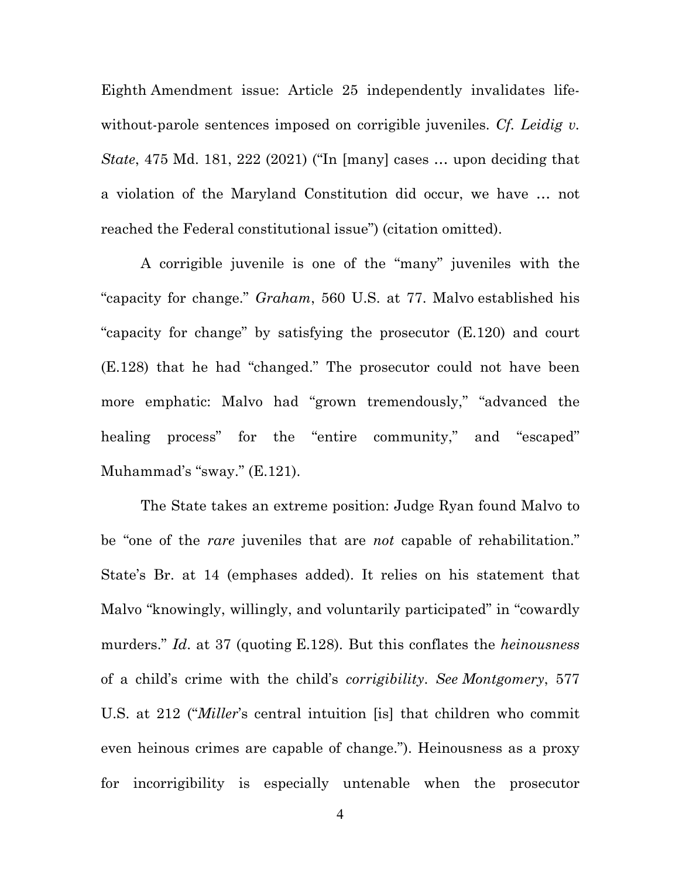Eighth Amendment issue: Article 25 independently invalidates life-without-parole sentences imposed on corrigible juveniles. *Cf. Leidig v. State*, 475 Md. 181, 222 (2021) ("In [many] cases … upon deciding that a violation of the Maryland Constitution did occur, we have … not reached the Federal constitutional issue") (citation omitted).

A corrigible juvenile is one of the "many" juveniles with the "capacity for change." *Graham*, 560 U.S. at 77. Malvo established his "capacity for change" by satisfying the prosecutor (E.120) and court (E.128) that he had "changed." The prosecutor could not have been more emphatic: Malvo had "grown tremendously," "advanced the healing process" for the "entire community," and "escaped" Muhammad's "sway." (E.121).

The State takes an extreme position: Judge Ryan found Malvo to be "one of the *rare* juveniles that are *not* capable of rehabilitation." State's Br. at 14 (emphases added). It relies on his statement that Malvo "knowingly, willingly, and voluntarily participated" in "cowardly murders." *Id*. at 37 (quoting E.128). But this conflates the *heinousness* of a child's crime with the child's *corrigibility*. *See Montgomery*, 577 U.S. at 212 ("*Miller*'s central intuition [is] that children who commit even heinous crimes are capable of change."). Heinousness as a proxy for incorrigibility is especially untenable when the prosecutor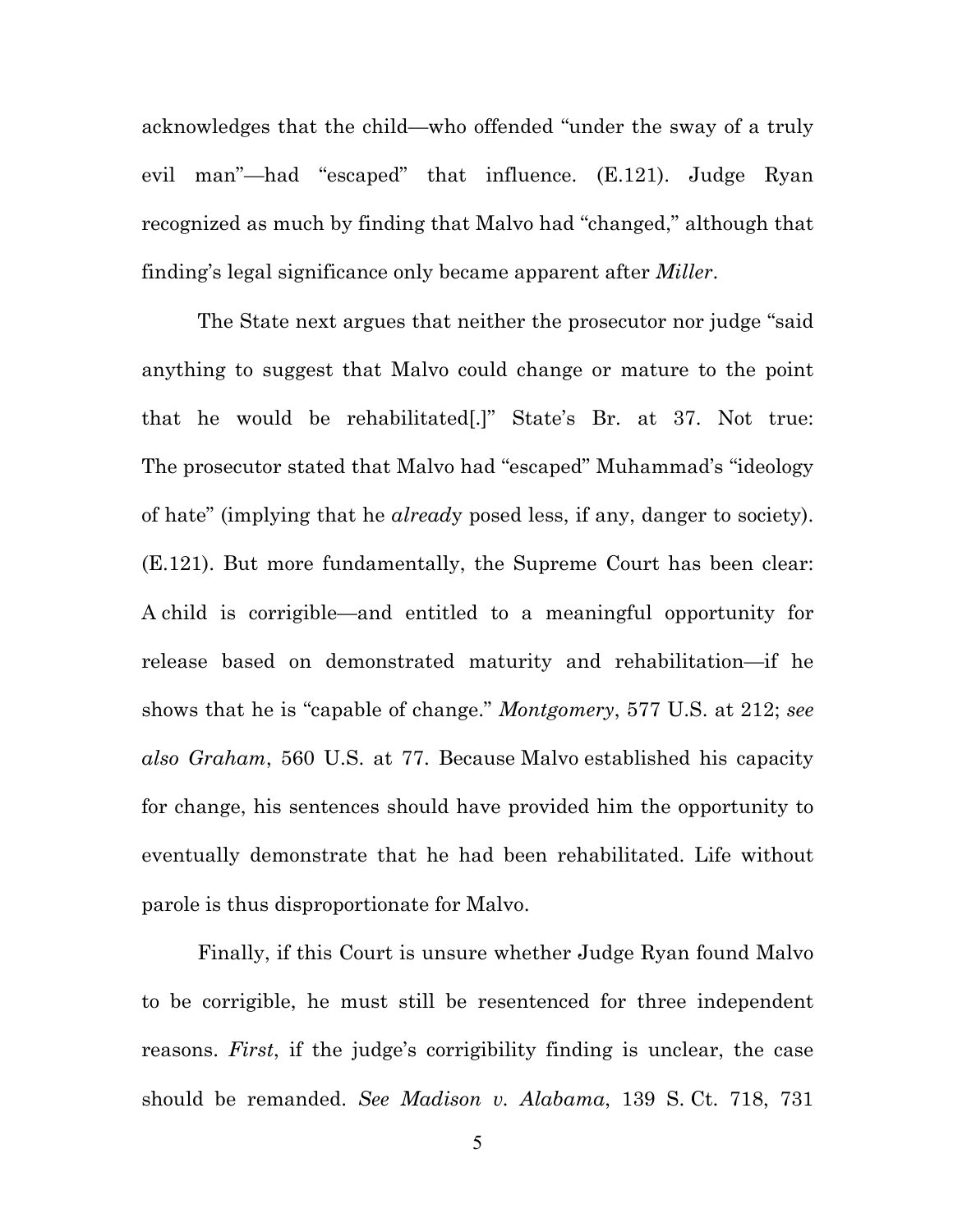acknowledges that the child—who offended "under the sway of a truly evil man"—had "escaped" that influence. (E.121). Judge Ryan recognized as much by finding that Malvo had "changed," although that finding's legal significance only became apparent after *Miller*.

The State next argues that neither the prosecutor nor judge "said anything to suggest that Malvo could change or mature to the point that he would be rehabilitated[.]" State's Br. at 37. Not true: The prosecutor stated that Malvo had "escaped" Muhammad's "ideology of hate" (implying that he *already* posed less, if any, danger to society). (E.121). But more fundamentally, the Supreme Court has been clear: A child is corrigible—and entitled to a meaningful opportunity for release based on demonstrated maturity and rehabilitation—if he shows that he is "capable of change." *Montgomery*, 577 U.S. at 212; *see also Graham*, 560 U.S. at 77. Because Malvo established his capacity for change, his sentences should have provided him the opportunity to eventually demonstrate that he had been rehabilitated. Life without parole is thus disproportionate for Malvo.

Finally, if this Court is unsure whether Judge Ryan found Malvo to be corrigible, he must still be resentenced for three independent reasons. *First*, if the judge's corrigibility finding is unclear, the case should be remanded. *See Madison v. Alabama*, 139 S. Ct. 718, 731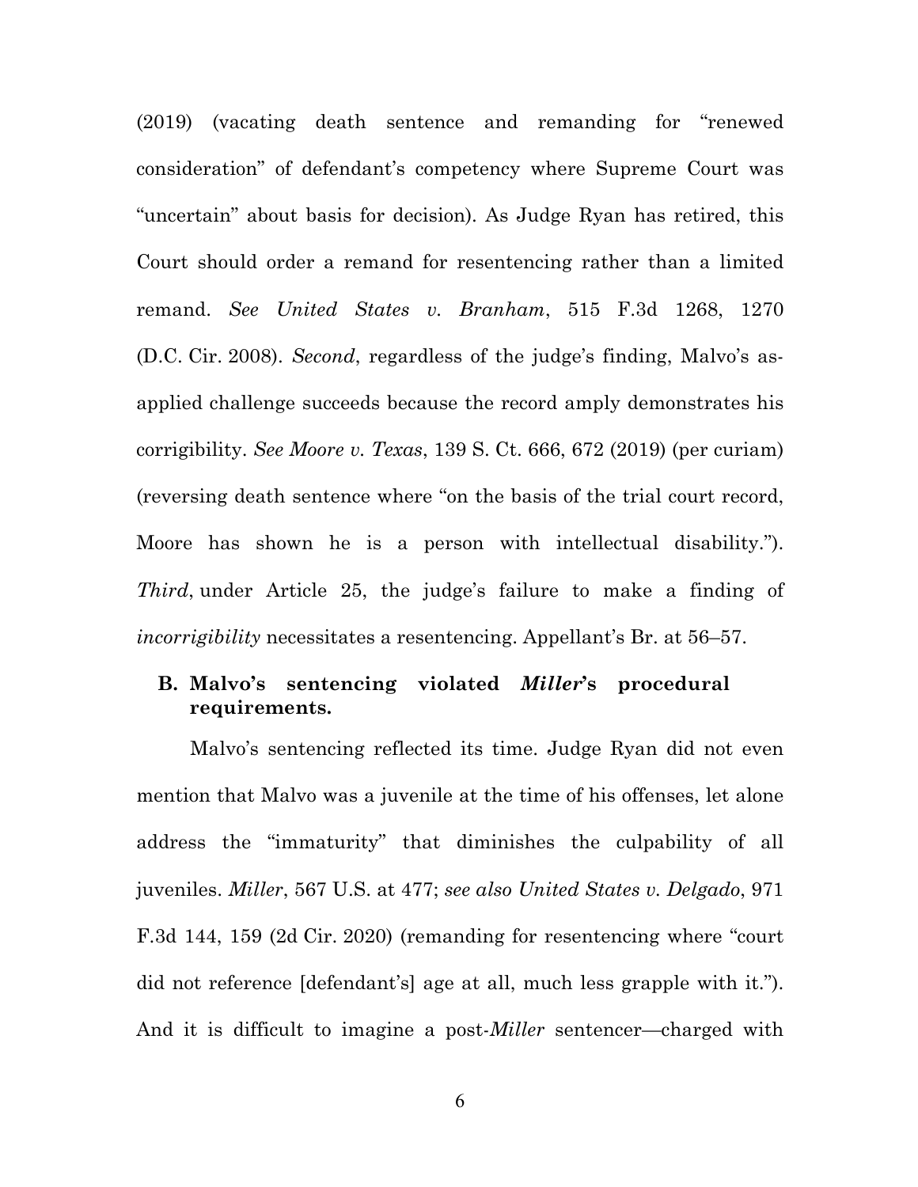(2019) (vacating death sentence and remanding for "renewed consideration" of defendant's competency where Supreme Court was "uncertain" about basis for decision). As Judge Ryan has retired, this Court should order a remand for resentencing rather than a limited remand. *See United States v. Branham*, 515 F.3d 1268, 1270 (D.C. Cir. 2008). *Second*, regardless of the judge's finding, Malvo's as-applied challenge succeeds because the record amply demonstrates his corrigibility. *See Moore v. Texas*, 139 S. Ct. 666, 672 (2019) (per curiam) (reversing death sentence where "on the basis of the trial court record, Moore has shown he is a person with intellectual disability."). *Third*, under Article 25, the judge's failure to make a finding of *incorrigibility* necessitates a resentencing. Appellant's Br. at 56–57.

### B. Malvo's sentencing violated *Miller*'s procedural requirements.

Malvo's sentencing reflected its time. Judge Ryan did not even mention that Malvo was a juvenile at the time of his offenses, let alone address the "immaturity" that diminishes the culpability of all juveniles. *Miller*, 567 U.S. at 477; *see also United States v. Delgado*, 971 F.3d 144, 159 (2d Cir. 2020) (remanding for resentencing where "court did not reference [defendant's] age at all, much less grapple with it."). And it is difficult to imagine a post-*Miller* sentencer—charged with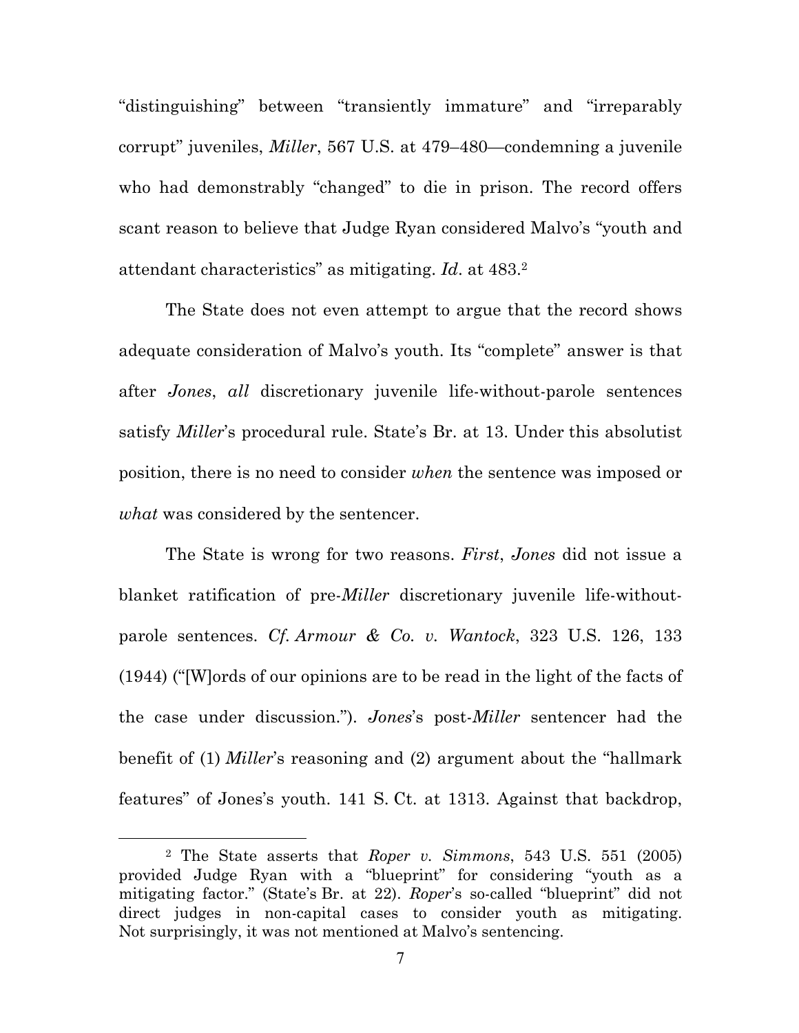"distinguishing" between "transiently immature" and "irreparably corrupt" juveniles, *Miller*, 567 U.S. at 479–480—condemning a juvenile who had demonstrably "changed" to die in prison. The record offers scant reason to believe that Judge Ryan considered Malvo's "youth and attendant characteristics" as mitigating. *Id*. at 483.[2]

The State does not even attempt to argue that the record shows adequate consideration of Malvo's youth. Its "complete" answer is that after *Jones*, *all* discretionary juvenile life-without-parole sentences satisfy *Miller*'s procedural rule. State's Br. at 13. Under this absolutist position, there is no need to consider *when* the sentence was imposed or *what* was considered by the sentencer.

The State is wrong for two reasons. *First*, *Jones* did not issue a blanket ratification of pre-*Miller* discretionary juvenile life-without-parole sentences. *Cf. Armour & Co. v. Wantock*, 323 U.S. 126, 133 (1944) ("[W]ords of our opinions are to be read in the light of the facts of the case under discussion."). *Jones*'s post-*Miller* sentencer had the benefit of (1) *Miller*'s reasoning and (2) argument about the "hallmark features" of Jones's youth. 141 S. Ct. at 1313. Against that backdrop,

---

[2] The State asserts that *Roper v. Simmons*, 543 U.S. 551 (2005) provided Judge Ryan with a "blueprint" for considering "youth as a mitigating factor." (State's Br. at 22). *Roper*'s so-called "blueprint" did not direct judges in non-capital cases to consider youth as mitigating. Not surprisingly, it was not mentioned at Malvo's sentencing.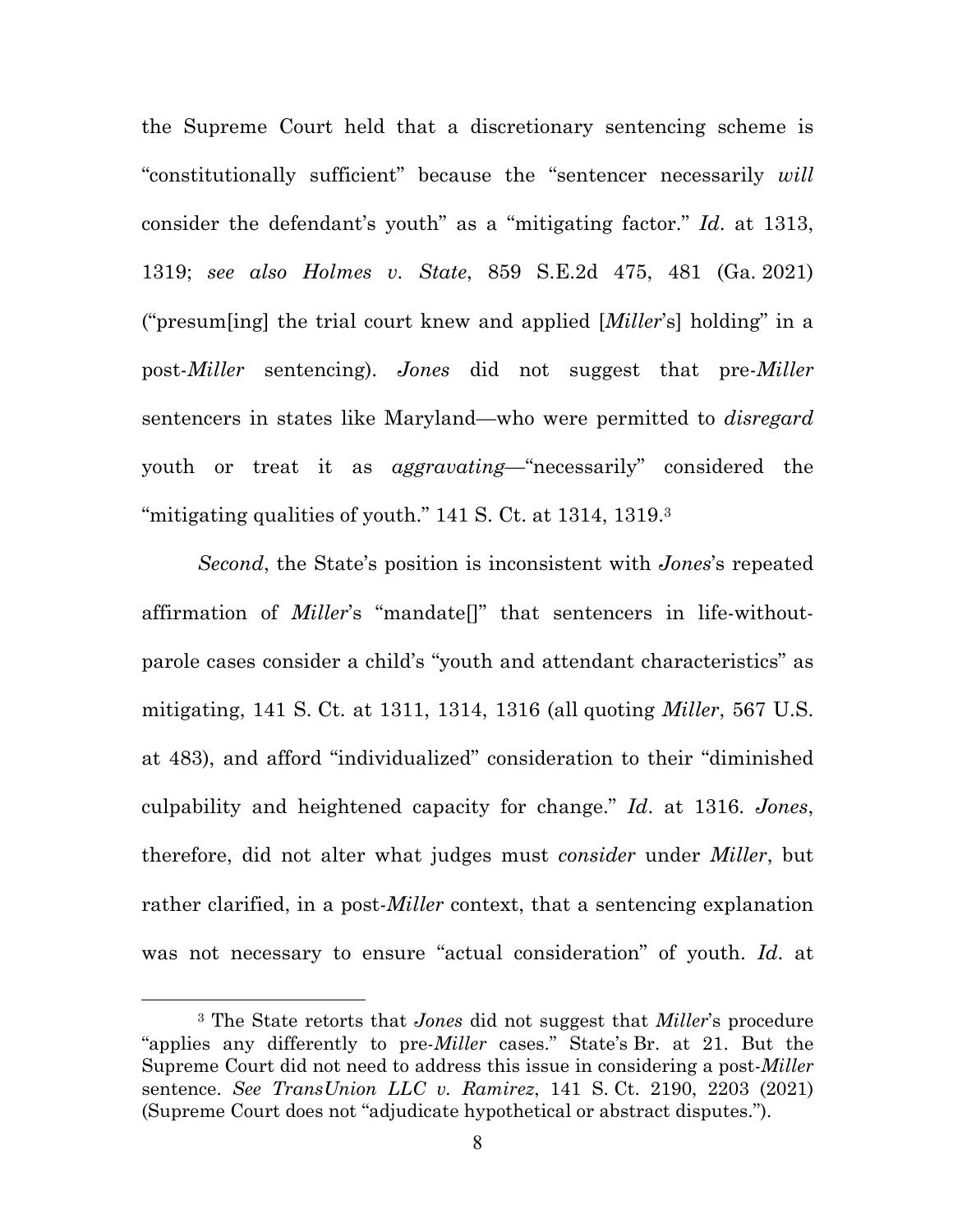the Supreme Court held that a discretionary sentencing scheme is "constitutionally sufficient" because the "sentencer necessarily *will* consider the defendant's youth" as a "mitigating factor." *Id*. at 1313, 1319; *see also Holmes v. State*, 859 S.E.2d 475, 481 (Ga. 2021) ("presum[ing] the trial court knew and applied [*Miller*'s] holding" in a post-*Miller* sentencing). *Jones* did not suggest that pre-*Miller* sentencers in states like Maryland—who were permitted to *disregard* youth or treat it as *aggravating*—"necessarily" considered the "mitigating qualities of youth." 141 S. Ct. at 1314, 1319.[3]

*Second*, the State's position is inconsistent with *Jones*'s repeated affirmation of *Miller*'s "mandate[]" that sentencers in life-without-parole cases consider a child's "youth and attendant characteristics" as mitigating, 141 S. Ct. at 1311, 1314, 1316 (all quoting *Miller*, 567 U.S. at 483), and afford "individualized" consideration to their "diminished culpability and heightened capacity for change." *Id*. at 1316. *Jones*, therefore, did not alter what judges must *consider* under *Miller*, but rather clarified, in a post-*Miller* context, that a sentencing explanation was not necessary to ensure "actual consideration" of youth. *Id*. at

[3] The State retorts that *Jones* did not suggest that *Miller*'s procedure "applies any differently to pre-*Miller* cases." State's Br. at 21. But the Supreme Court did not need to address this issue in considering a post-*Miller* sentence. *See TransUnion LLC v. Ramirez*, 141 S. Ct. 2190, 2203 (2021) (Supreme Court does not "adjudicate hypothetical or abstract disputes.").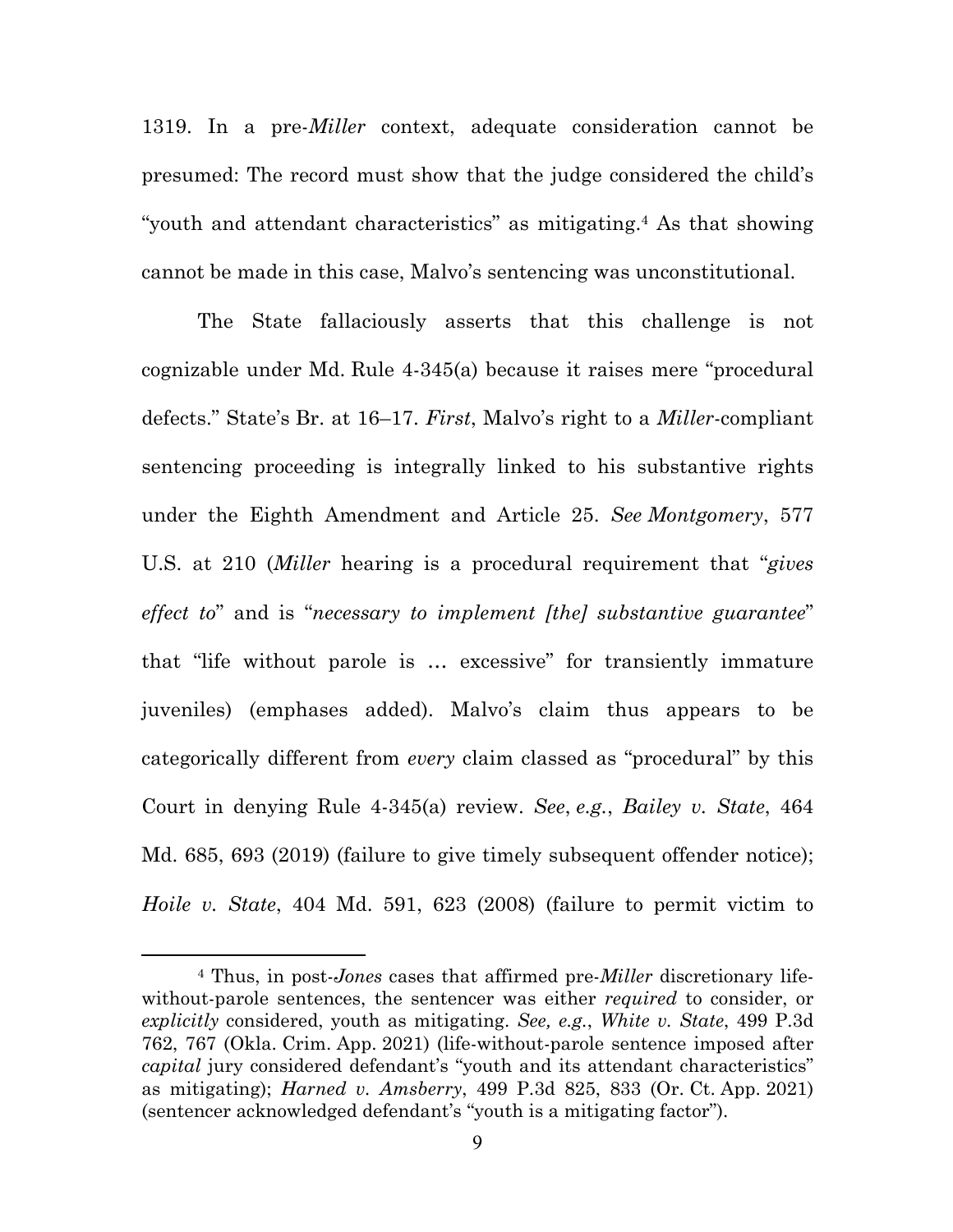1319. In a pre-*Miller* context, adequate consideration cannot be presumed: The record must show that the judge considered the child's "youth and attendant characteristics" as mitigating.[4] As that showing cannot be made in this case, Malvo's sentencing was unconstitutional.

The State fallaciously asserts that this challenge is not cognizable under Md. Rule 4-345(a) because it raises mere "procedural defects." State's Br. at 16–17. *First*, Malvo's right to a *Miller*-compliant sentencing proceeding is integrally linked to his substantive rights under the Eighth Amendment and Article 25. *See Montgomery*, 577 U.S. at 210 (*Miller* hearing is a procedural requirement that "*gives effect to*" and is "*necessary to implement [the] substantive guarantee*" that "life without parole is … excessive" for transiently immature juveniles) (emphases added). Malvo's claim thus appears to be categorically different from *every* claim classed as "procedural" by this Court in denying Rule 4-345(a) review. *See*, *e.g.*, *Bailey v. State*, 464 Md. 685, 693 (2019) (failure to give timely subsequent offender notice); *Hoile v. State*, 404 Md. 591, 623 (2008) (failure to permit victim to

---

[4] Thus, in post-*Jones* cases that affirmed pre-*Miller* discretionary life-without-parole sentences, the sentencer was either *required* to consider, or *explicitly* considered, youth as mitigating. *See, e.g.*, *White v. State*, 499 P.3d 762, 767 (Okla. Crim. App. 2021) (life-without-parole sentence imposed after *capital* jury considered defendant's "youth and its attendant characteristics" as mitigating); *Harned v. Amsberry*, 499 P.3d 825, 833 (Or. Ct. App. 2021) (sentencer acknowledged defendant's "youth is a mitigating factor").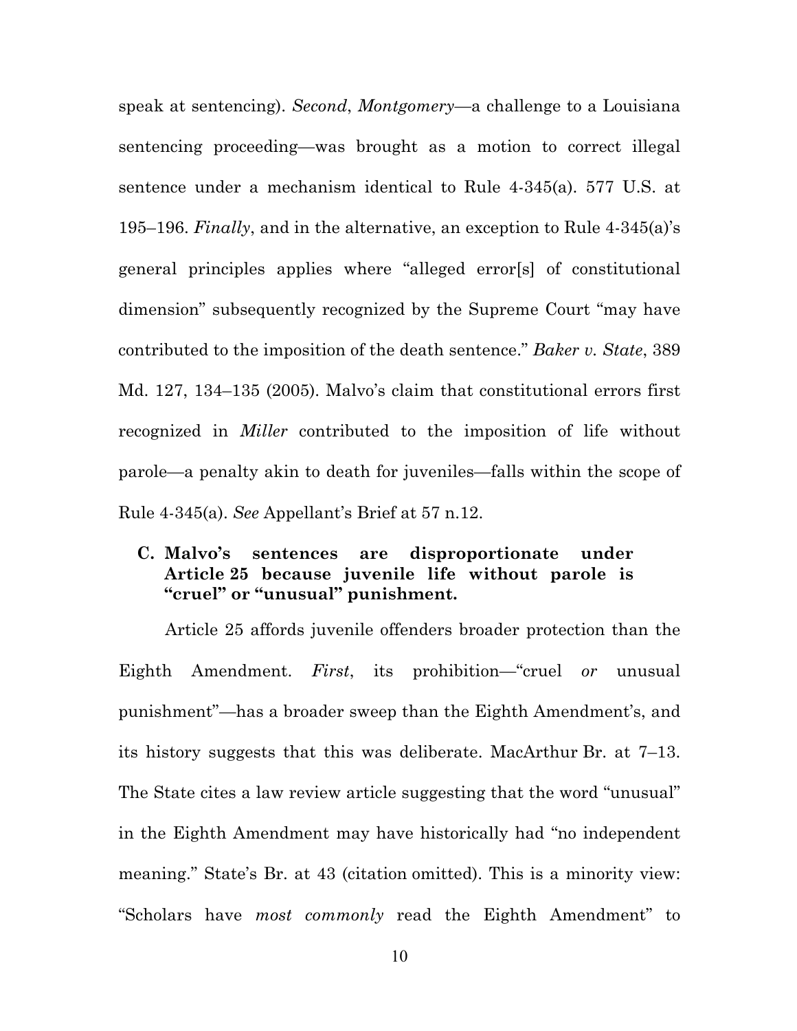speak at sentencing). *Second*, *Montgomery*—a challenge to a Louisiana sentencing proceeding—was brought as a motion to correct illegal sentence under a mechanism identical to Rule 4-345(a). 577 U.S. at 195–196. *Finally*, and in the alternative, an exception to Rule 4-345(a)'s general principles applies where "alleged error[s] of constitutional dimension" subsequently recognized by the Supreme Court "may have contributed to the imposition of the death sentence." *Baker v. State*, 389 Md. 127, 134–135 (2005). Malvo's claim that constitutional errors first recognized in *Miller* contributed to the imposition of life without parole—a penalty akin to death for juveniles—falls within the scope of Rule 4-345(a). *See* Appellant's Brief at 57 n.12.

### C. Malvo's sentences are disproportionate under Article 25 because juvenile life without parole is "cruel" or "unusual" punishment.

Article 25 affords juvenile offenders broader protection than the Eighth Amendment. *First*, its prohibition—"cruel *or* unusual punishment"—has a broader sweep than the Eighth Amendment's, and its history suggests that this was deliberate. MacArthur Br. at 7–13. The State cites a law review article suggesting that the word "unusual" in the Eighth Amendment may have historically had "no independent meaning." State's Br. at 43 (citation omitted). This is a minority view: "Scholars have *most commonly* read the Eighth Amendment" to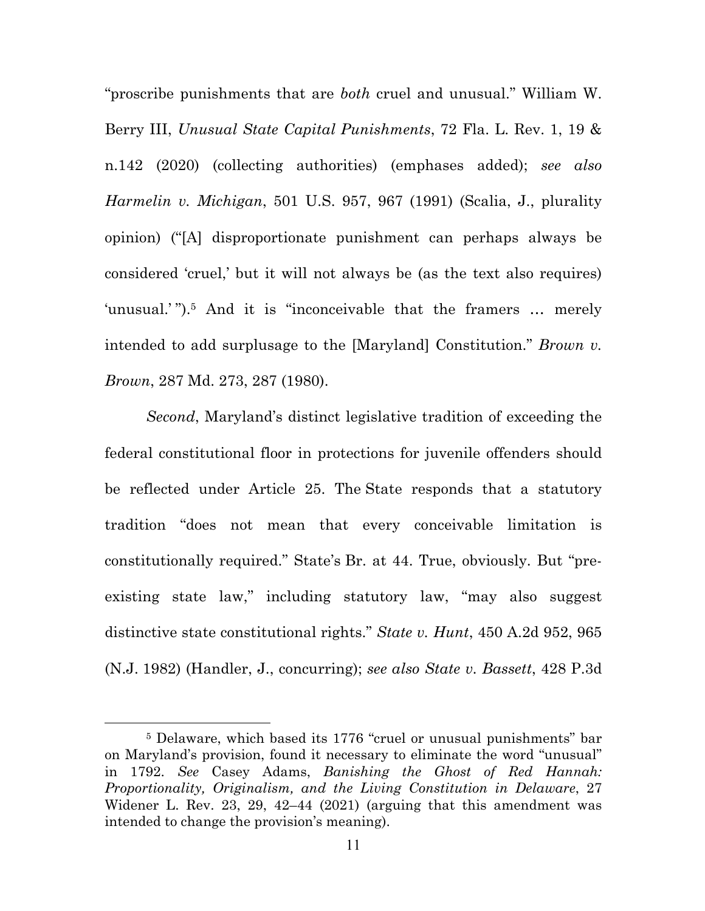"proscribe punishments that are *both* cruel and unusual." William W. Berry III, *Unusual State Capital Punishments*, 72 Fla. L. Rev. 1, 19 & n.142 (2020) (collecting authorities) (emphases added); *see also Harmelin v. Michigan*, 501 U.S. 957, 967 (1991) (Scalia, J., plurality opinion) ("[A] disproportionate punishment can perhaps always be considered 'cruel,' but it will not always be (as the text also requires) 'unusual.'").[5] And it is "inconceivable that the framers … merely intended to add surplusage to the [Maryland] Constitution." *Brown v. Brown*, 287 Md. 273, 287 (1980).

*Second*, Maryland's distinct legislative tradition of exceeding the federal constitutional floor in protections for juvenile offenders should be reflected under Article 25. The State responds that a statutory tradition "does not mean that every conceivable limitation is constitutionally required." State's Br. at 44. True, obviously. But "pre-existing state law," including statutory law, "may also suggest distinctive state constitutional rights." *State v. Hunt*, 450 A.2d 952, 965 (N.J. 1982) (Handler, J., concurring); *see also State v. Bassett*, 428 P.3d

---

[5] Delaware, which based its 1776 "cruel or unusual punishments" bar on Maryland's provision, found it necessary to eliminate the word "unusual" in 1792. *See* Casey Adams, *Banishing the Ghost of Red Hannah: Proportionality, Originalism, and the Living Constitution in Delaware*, 27 Widener L. Rev. 23, 29, 42–44 (2021) (arguing that this amendment was intended to change the provision's meaning).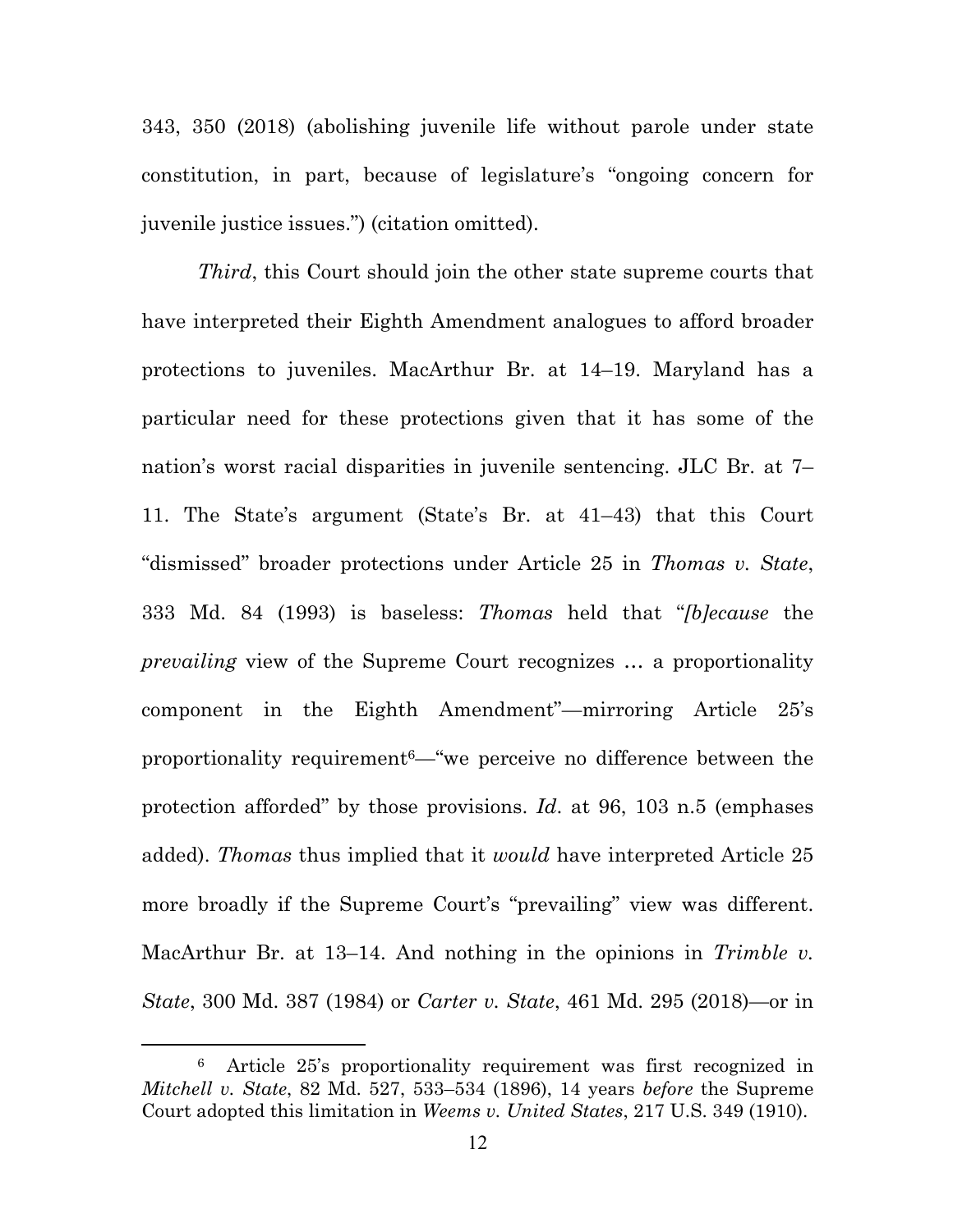343, 350 (2018) (abolishing juvenile life without parole under state constitution, in part, because of legislature's "ongoing concern for juvenile justice issues.") (citation omitted).

*Third*, this Court should join the other state supreme courts that have interpreted their Eighth Amendment analogues to afford broader protections to juveniles. MacArthur Br. at 14–19. Maryland has a particular need for these protections given that it has some of the nation's worst racial disparities in juvenile sentencing. JLC Br. at 7–11. The State's argument (State's Br. at 41–43) that this Court "dismissed" broader protections under Article 25 in *Thomas v. State*, 333 Md. 84 (1993) is baseless: *Thomas* held that "*[b]ecause* the *prevailing* view of the Supreme Court recognizes … a proportionality component in the Eighth Amendment"—mirroring Article 25's proportionality requirement[6]—"we perceive no difference between the protection afforded" by those provisions. *Id*. at 96, 103 n.5 (emphases added). *Thomas* thus implied that it *would* have interpreted Article 25 more broadly if the Supreme Court's "prevailing" view was different. MacArthur Br. at 13–14. And nothing in the opinions in *Trimble v. State*, 300 Md. 387 (1984) or *Carter v. State*, 461 Md. 295 (2018)—or in

[6] Article 25's proportionality requirement was first recognized in *Mitchell v. State*, 82 Md. 527, 533–534 (1896), 14 years *before* the Supreme Court adopted this limitation in *Weems v. United States*, 217 U.S. 349 (1910).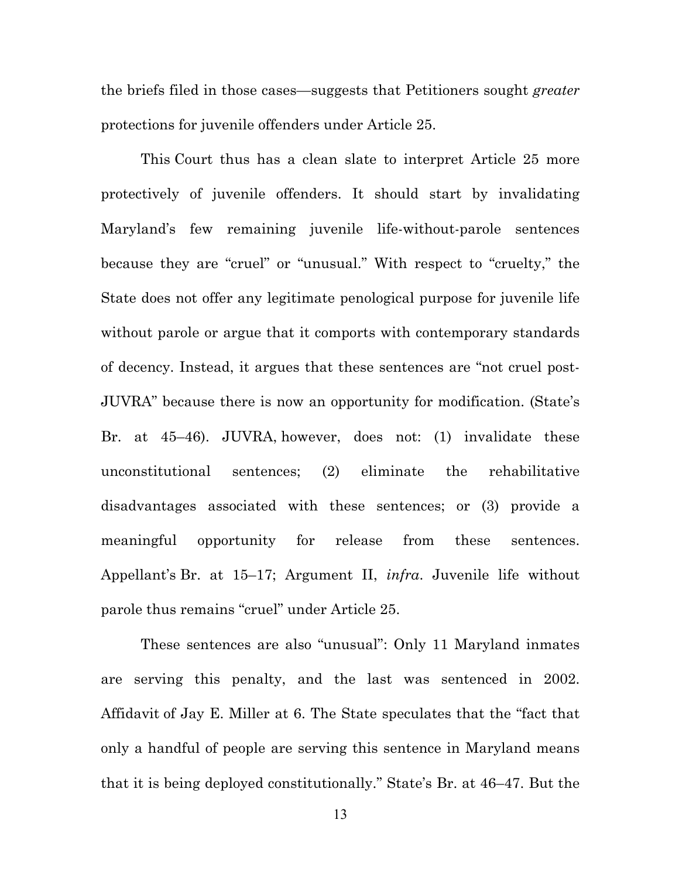the briefs filed in those cases—suggests that Petitioners sought *greater* protections for juvenile offenders under Article 25.

This Court thus has a clean slate to interpret Article 25 more protectively of juvenile offenders. It should start by invalidating Maryland's few remaining juvenile life-without-parole sentences because they are "cruel" or "unusual." With respect to "cruelty," the State does not offer any legitimate penological purpose for juvenile life without parole or argue that it comports with contemporary standards of decency. Instead, it argues that these sentences are "not cruel post-JUVRA" because there is now an opportunity for modification. (State's Br. at 45–46). JUVRA, however, does not: (1) invalidate these unconstitutional sentences; (2) eliminate the rehabilitative disadvantages associated with these sentences; or (3) provide a meaningful opportunity for release from these sentences. Appellant's Br. at 15–17; Argument II, *infra*. Juvenile life without parole thus remains "cruel" under Article 25.

These sentences are also "unusual": Only 11 Maryland inmates are serving this penalty, and the last was sentenced in 2002. Affidavit of Jay E. Miller at 6. The State speculates that the "fact that only a handful of people are serving this sentence in Maryland means that it is being deployed constitutionally." State's Br. at 46–47. But the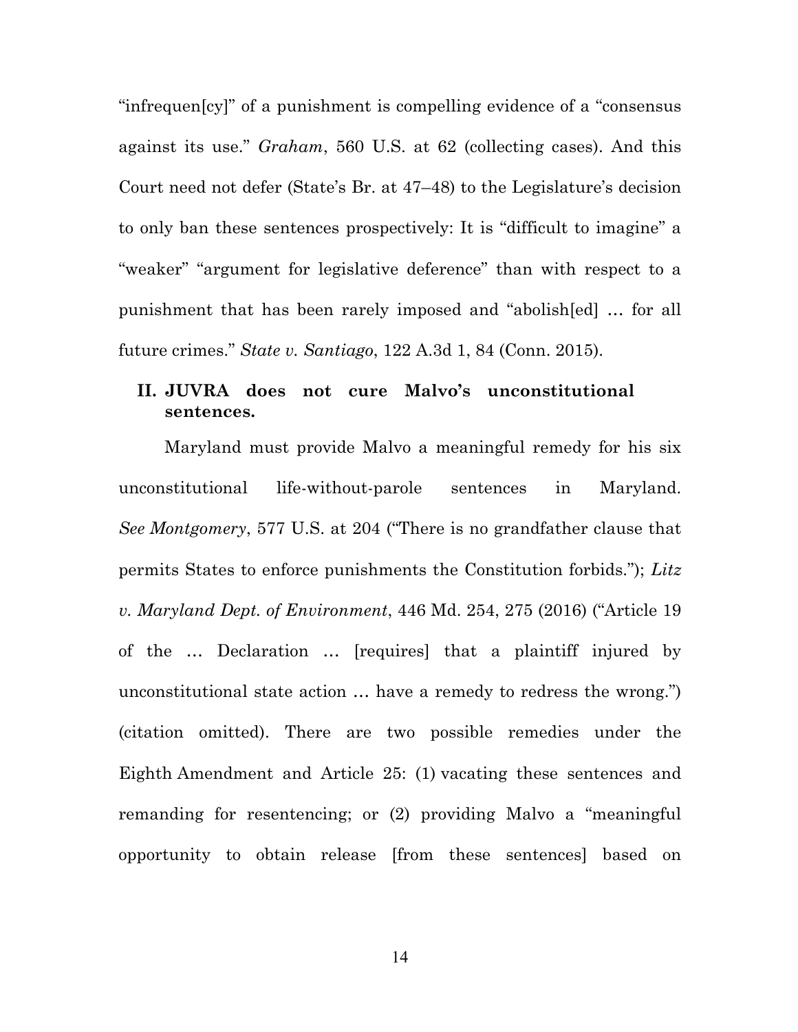"infrequen[cy]" of a punishment is compelling evidence of a "consensus against its use." *Graham*, 560 U.S. at 62 (collecting cases). And this Court need not defer (State's Br. at 47–48) to the Legislature's decision to only ban these sentences prospectively: It is "difficult to imagine" a "weaker" "argument for legislative deference" than with respect to a punishment that has been rarely imposed and "abolish[ed] … for all future crimes." *State v. Santiago*, 122 A.3d 1, 84 (Conn. 2015).

## II. JUVRA does not cure Malvo's unconstitutional sentences.

Maryland must provide Malvo a meaningful remedy for his six unconstitutional life-without-parole sentences in Maryland. *See Montgomery*, 577 U.S. at 204 ("There is no grandfather clause that permits States to enforce punishments the Constitution forbids."); *Litz v. Maryland Dept. of Environment*, 446 Md. 254, 275 (2016) ("Article 19 of the … Declaration … [requires] that a plaintiff injured by unconstitutional state action … have a remedy to redress the wrong.") (citation omitted). There are two possible remedies under the Eighth Amendment and Article 25: (1) vacating these sentences and remanding for resentencing; or (2) providing Malvo a "meaningful opportunity to obtain release [from these sentences] based on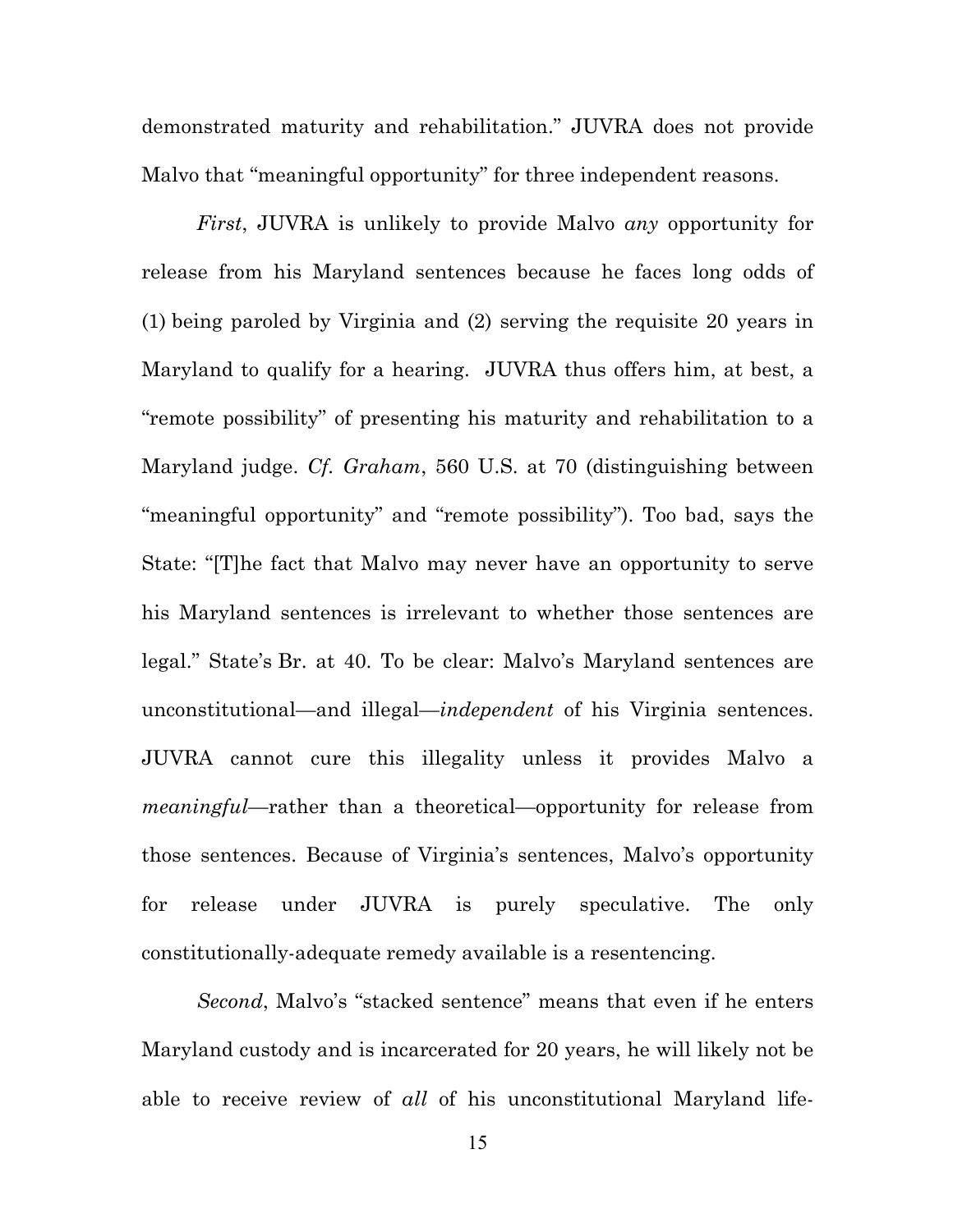demonstrated maturity and rehabilitation." JUVRA does not provide Malvo that "meaningful opportunity" for three independent reasons.

*First*, JUVRA is unlikely to provide Malvo *any* opportunity for release from his Maryland sentences because he faces long odds of (1) being paroled by Virginia and (2) serving the requisite 20 years in Maryland to qualify for a hearing. JUVRA thus offers him, at best, a "remote possibility" of presenting his maturity and rehabilitation to a Maryland judge. *Cf. Graham*, 560 U.S. at 70 (distinguishing between "meaningful opportunity" and "remote possibility"). Too bad, says the State: "[T]he fact that Malvo may never have an opportunity to serve his Maryland sentences is irrelevant to whether those sentences are legal." State's Br. at 40. To be clear: Malvo's Maryland sentences are unconstitutional—and illegal—*independent* of his Virginia sentences. JUVRA cannot cure this illegality unless it provides Malvo a *meaningful*—rather than a theoretical—opportunity for release from those sentences. Because of Virginia's sentences, Malvo's opportunity for release under JUVRA is purely speculative. The only constitutionally-adequate remedy available is a resentencing.

*Second*, Malvo's "stacked sentence" means that even if he enters Maryland custody and is incarcerated for 20 years, he will likely not be able to receive review of *all* of his unconstitutional Maryland life-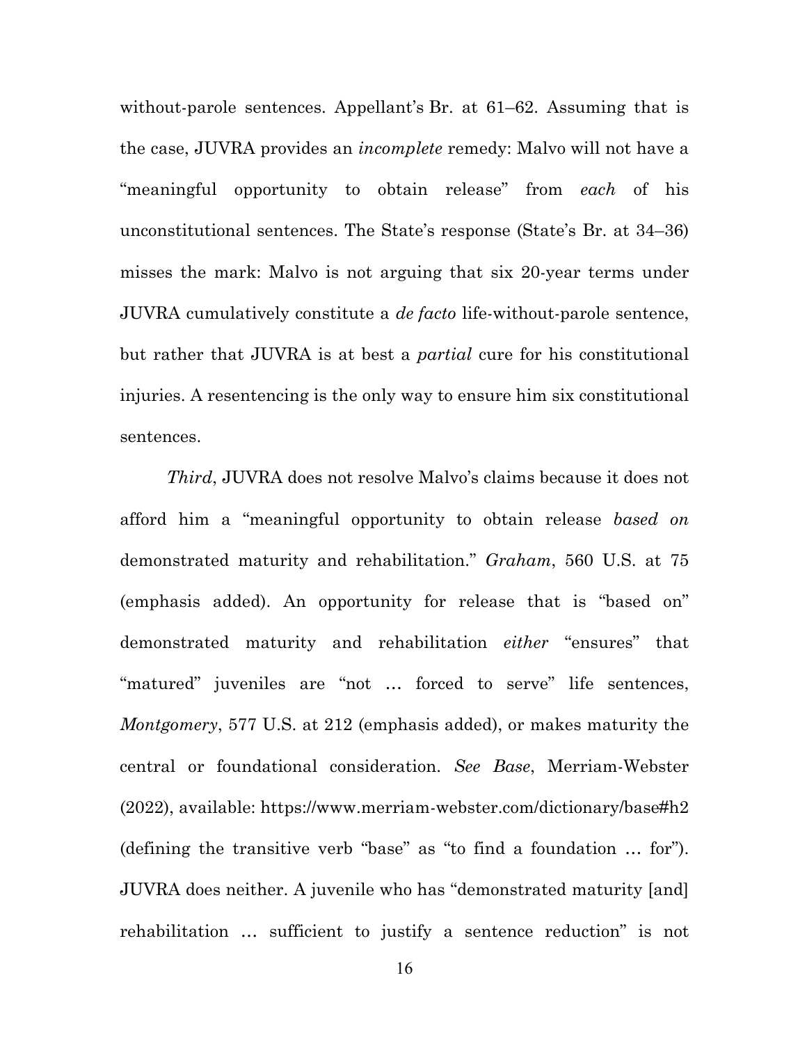without-parole sentences. Appellant's Br. at 61–62. Assuming that is the case, JUVRA provides an *incomplete* remedy: Malvo will not have a "meaningful opportunity to obtain release" from *each* of his unconstitutional sentences. The State's response (State's Br. at 34–36) misses the mark: Malvo is not arguing that six 20-year terms under JUVRA cumulatively constitute a *de facto* life-without-parole sentence, but rather that JUVRA is at best a *partial* cure for his constitutional injuries. A resentencing is the only way to ensure him six constitutional sentences.

*Third*, JUVRA does not resolve Malvo's claims because it does not afford him a "meaningful opportunity to obtain release *based on* demonstrated maturity and rehabilitation." *Graham*, 560 U.S. at 75 (emphasis added). An opportunity for release that is "based on" demonstrated maturity and rehabilitation *either* "ensures" that "matured" juveniles are "not … forced to serve" life sentences, *Montgomery*, 577 U.S. at 212 (emphasis added), or makes maturity the central or foundational consideration. *See Base*, Merriam-Webster (2022), available: https://www.merriam-webster.com/dictionary/base#h2 (defining the transitive verb "base" as "to find a foundation … for"). JUVRA does neither. A juvenile who has "demonstrated maturity [and] rehabilitation … sufficient to justify a sentence reduction" is not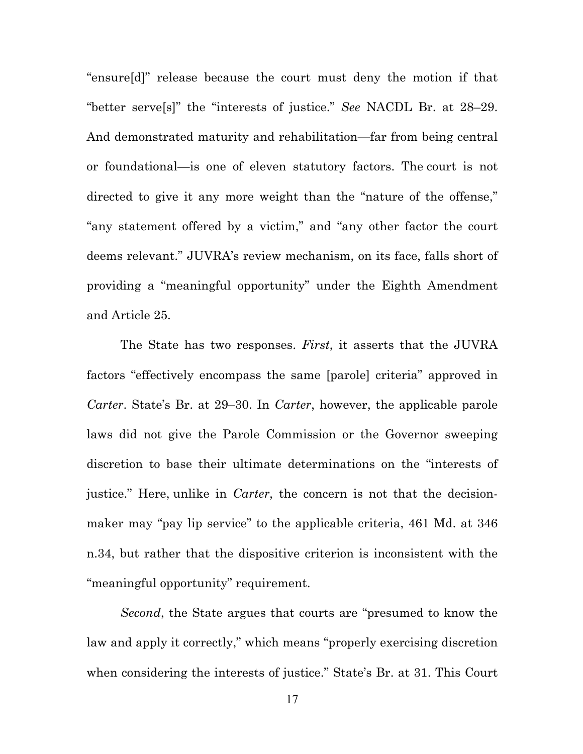"ensure[d]" release because the court must deny the motion if that "better serve[s]" the "interests of justice." *See* NACDL Br. at 28–29. And demonstrated maturity and rehabilitation—far from being central or foundational—is one of eleven statutory factors. The court is not directed to give it any more weight than the "nature of the offense," "any statement offered by a victim," and "any other factor the court deems relevant." JUVRA's review mechanism, on its face, falls short of providing a "meaningful opportunity" under the Eighth Amendment and Article 25.

The State has two responses. *First*, it asserts that the JUVRA factors "effectively encompass the same [parole] criteria" approved in *Carter*. State's Br. at 29–30. In *Carter*, however, the applicable parole laws did not give the Parole Commission or the Governor sweeping discretion to base their ultimate determinations on the "interests of justice." Here, unlike in *Carter*, the concern is not that the decision-maker may "pay lip service" to the applicable criteria, 461 Md. at 346 n.34, but rather that the dispositive criterion is inconsistent with the "meaningful opportunity" requirement.

*Second*, the State argues that courts are "presumed to know the law and apply it correctly," which means "properly exercising discretion when considering the interests of justice." State's Br. at 31. This Court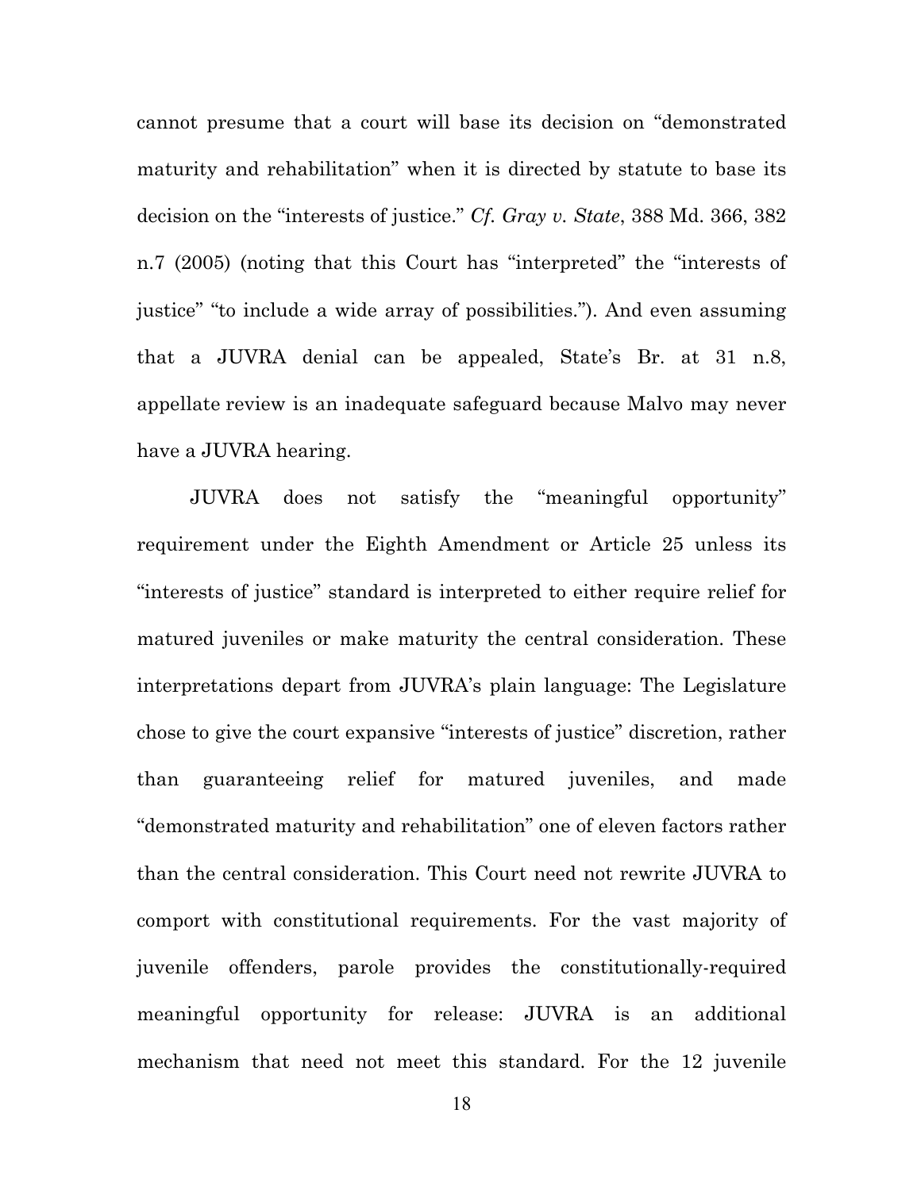cannot presume that a court will base its decision on "demonstrated maturity and rehabilitation" when it is directed by statute to base its decision on the "interests of justice." *Cf. Gray v. State*, 388 Md. 366, 382 n.7 (2005) (noting that this Court has "interpreted" the "interests of justice" "to include a wide array of possibilities."). And even assuming that a JUVRA denial can be appealed, State's Br. at 31 n.8, appellate review is an inadequate safeguard because Malvo may never have a JUVRA hearing.

JUVRA does not satisfy the "meaningful opportunity" requirement under the Eighth Amendment or Article 25 unless its "interests of justice" standard is interpreted to either require relief for matured juveniles or make maturity the central consideration. These interpretations depart from JUVRA's plain language: The Legislature chose to give the court expansive "interests of justice" discretion, rather than guaranteeing relief for matured juveniles, and made "demonstrated maturity and rehabilitation" one of eleven factors rather than the central consideration. This Court need not rewrite JUVRA to comport with constitutional requirements. For the vast majority of juvenile offenders, parole provides the constitutionally-required meaningful opportunity for release: JUVRA is an additional mechanism that need not meet this standard. For the 12 juvenile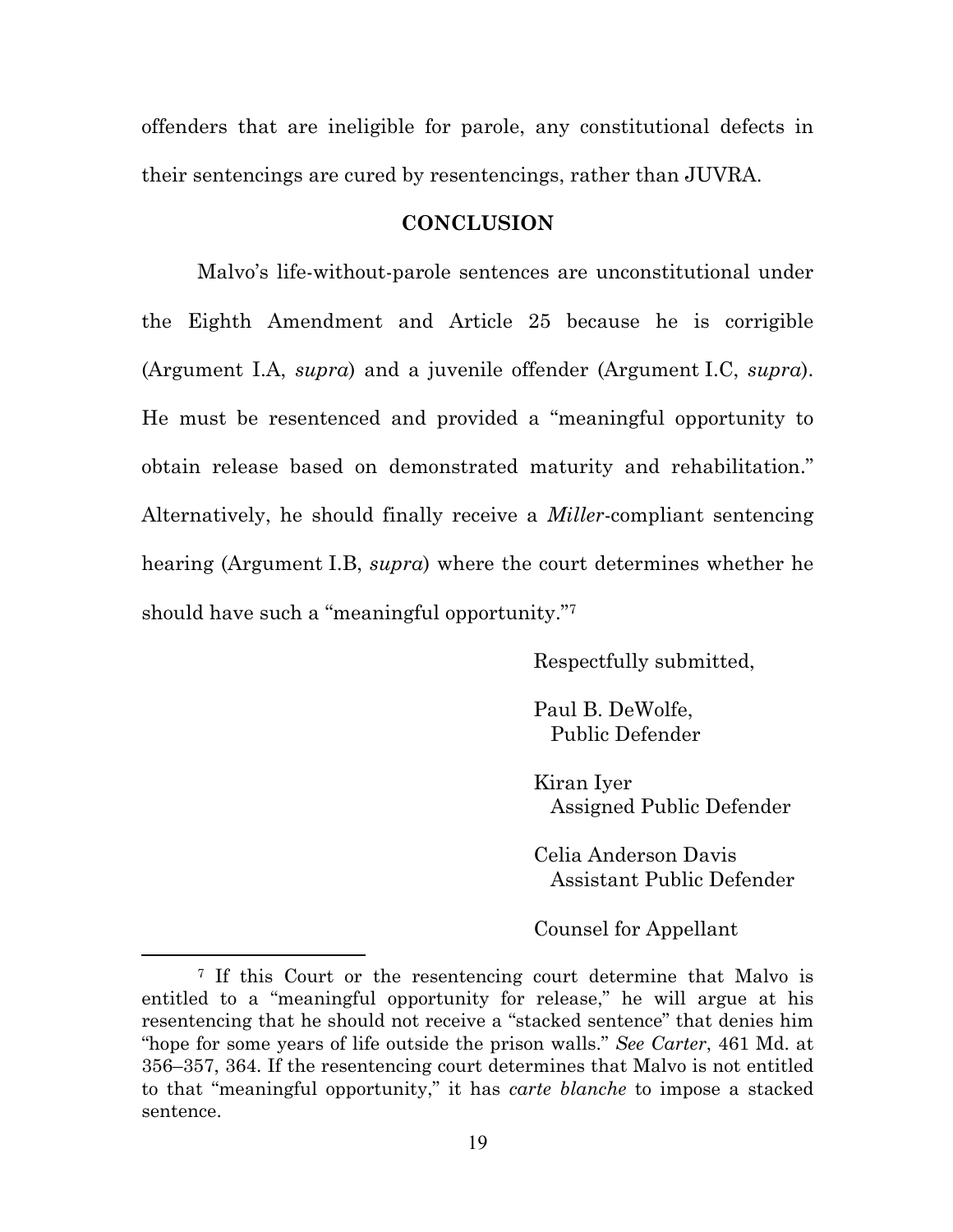offenders that are ineligible for parole, any constitutional defects in their sentencings are cured by resentencings, rather than JUVRA.

## CONCLUSION

Malvo's life-without-parole sentences are unconstitutional under the Eighth Amendment and Article 25 because he is corrigible (Argument I.A, *supra*) and a juvenile offender (Argument I.C, *supra*). He must be resentenced and provided a "meaningful opportunity to obtain release based on demonstrated maturity and rehabilitation." Alternatively, he should finally receive a *Miller*-compliant sentencing hearing (Argument I.B, *supra*) where the court determines whether he should have such a "meaningful opportunity."[7]

Respectfully submitted,

Paul B. DeWolfe,
Public Defender

Kiran Iyer
Assigned Public Defender

Celia Anderson Davis
Assistant Public Defender

Counsel for Appellant

---

[7] If this Court or the resentencing court determine that Malvo is entitled to a "meaningful opportunity for release," he will argue at his resentencing that he should not receive a "stacked sentence" that denies him "hope for some years of life outside the prison walls." *See Carter*, 461 Md. at 356–357, 364. If the resentencing court determines that Malvo is not entitled to that "meaningful opportunity," it has *carte blanche* to impose a stacked sentence.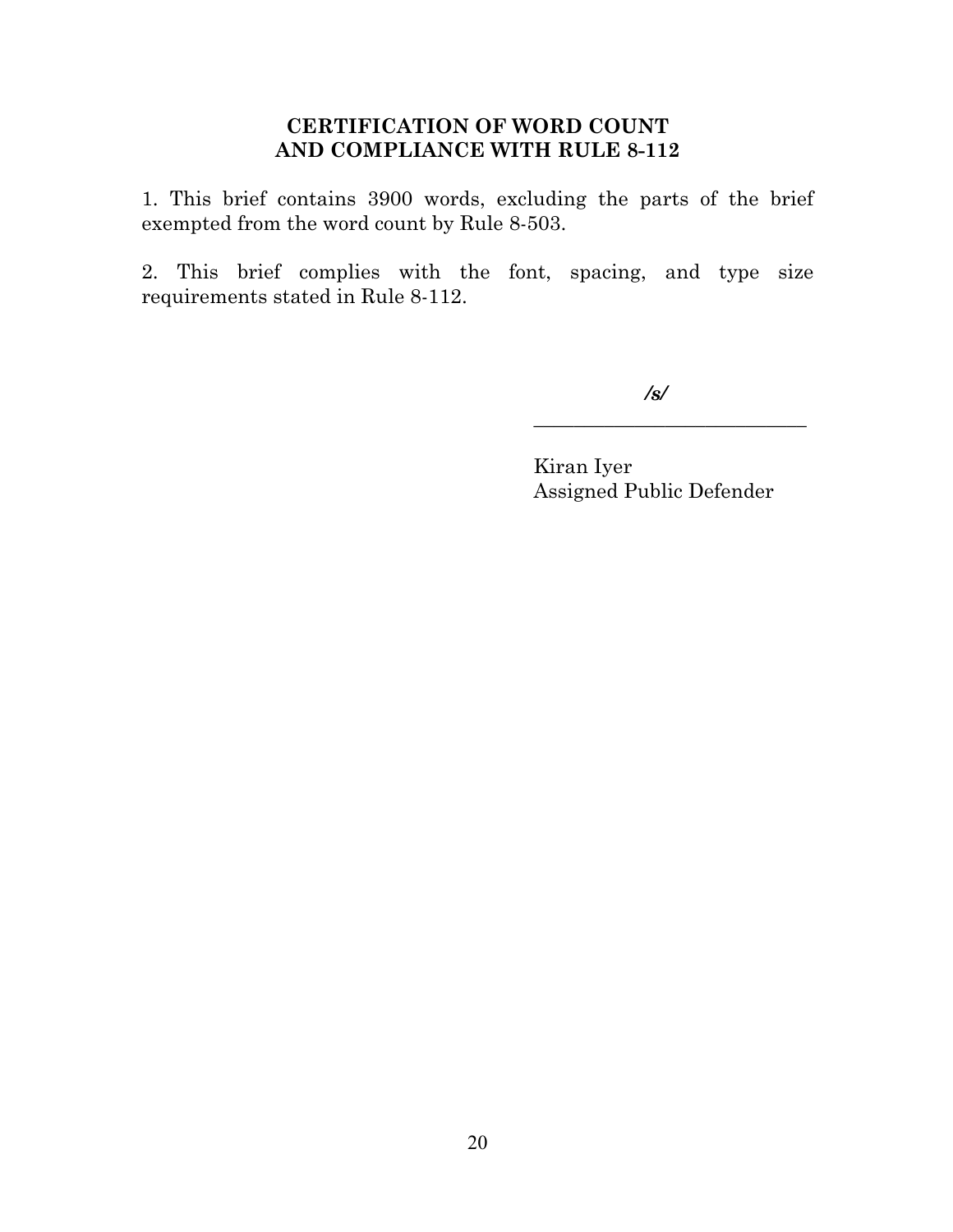## CERTIFICATION OF WORD COUNT AND COMPLIANCE WITH RULE 8-112

1. This brief contains 3900 words, excluding the parts of the brief exempted from the word count by Rule 8-503.

2. This brief complies with the font, spacing, and type size requirements stated in Rule 8-112.

***/s/***

\_\_\_\_\_\_\_\_\_\_\_\_\_\_\_\_\_\_\_\_\_\_\_\_\_\_\_\_

Kiran Iyer
Assigned Public Defender